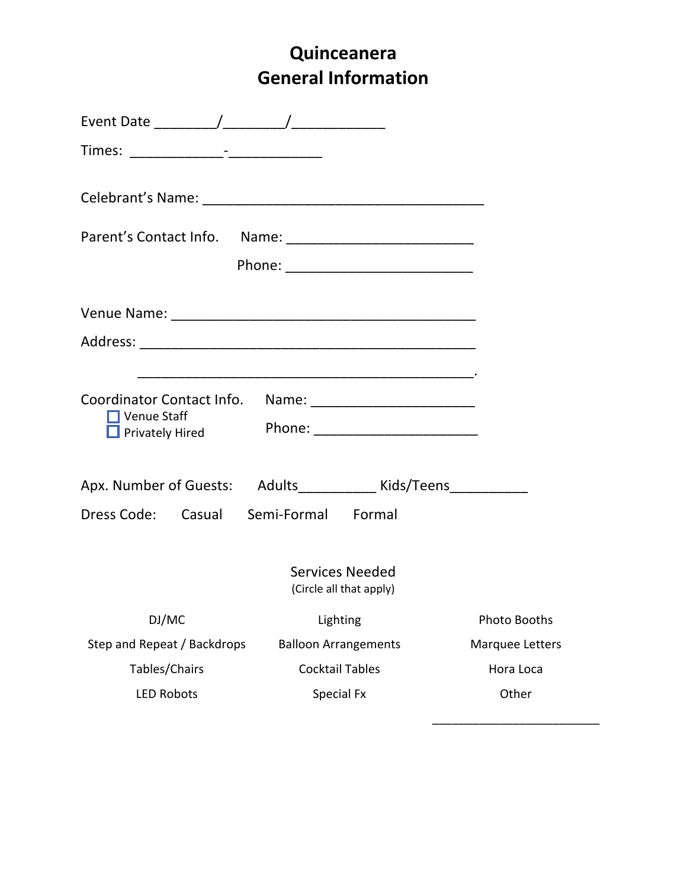# Quinceanera
# General Information

Event Date ________/________/____________

Times: ____________-____________

Celebrant's Name: ______________________________________

Parent's Contact Info. Name: _________________________

Phone: _________________________

Venue Name: _________________________________________

Address: _____________________________________________

_____________________________________________.

Coordinator Contact Info. Name: ______________________

- ☐ Venue Staff
- ☐ Privately Hired

Phone: ______________________

Apx. Number of Guests: Adults__________ Kids/Teens__________

Dress Code: Casual Semi-Formal Formal

Services Needed
(Circle all that apply)

| | | |
|---|---|---|
| DJ/MC | Lighting | Photo Booths |
| Step and Repeat / Backdrops | Balloon Arrangements | Marquee Letters |
| Tables/Chairs | Cocktail Tables | Hora Loca |
| LED Robots | Special Fx | Other |
| | | _________________________ |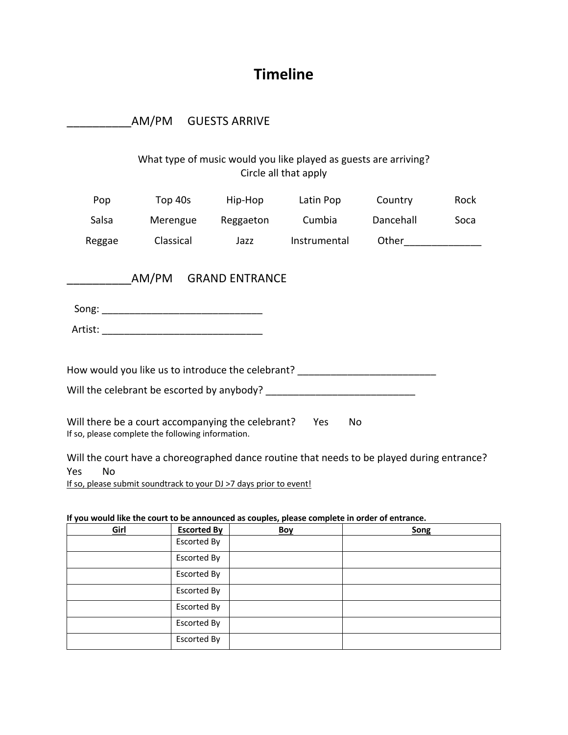# Timeline

__________AM/PM GUESTS ARRIVE

What type of music would you like played as guests are arriving?
Circle all that apply

| | | | | | |
|---|---|---|---|---|---|
| Pop | Top 40s | Hip-Hop | Latin Pop | Country | Rock |
| Salsa | Merengue | Reggaeton | Cumbia | Dancehall | Soca |
| Reggae | Classical | Jazz | Instrumental | Other_____________ | |

__________AM/PM GRAND ENTRANCE

Song: ____________________________

Artist: ____________________________

How would you like us to introduce the celebrant? ________________________

Will the celebrant be escorted by anybody? __________________________

Will there be a court accompanying the celebrant? Yes No
If so, please complete the following information.

Will the court have a choreographed dance routine that needs to be played during entrance?
Yes No
If so, please submit soundtrack to your DJ >7 days prior to event!

**If you would like the court to be announced as couples, please complete in order of entrance.**

| Girl | Escorted By | Boy | Song |
|---|---|---|---|
| | Escorted By | | |
| | Escorted By | | |
| | Escorted By | | |
| | Escorted By | | |
| | Escorted By | | |
| | Escorted By | | |
| | Escorted By | | |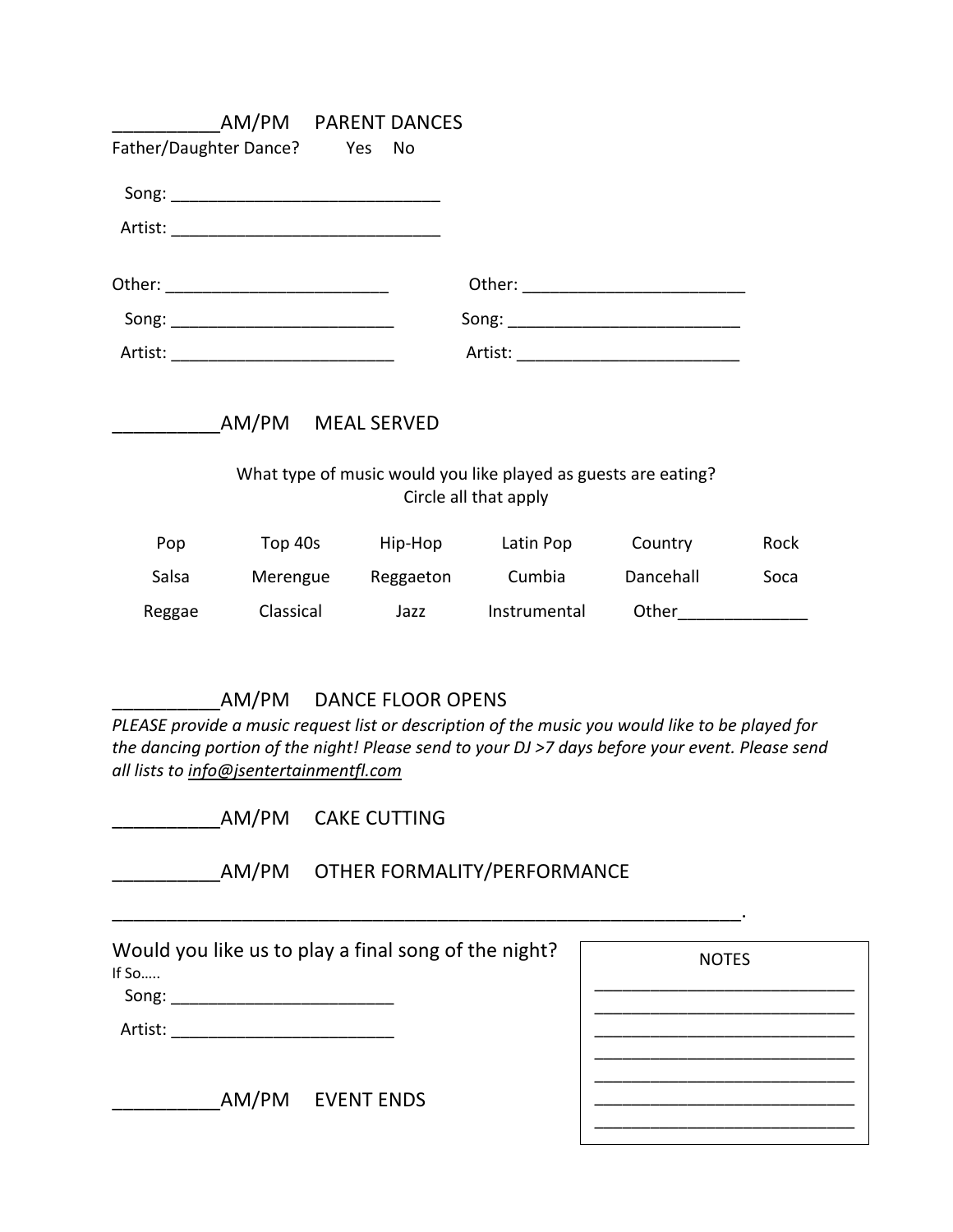__________AM/PM PARENT DANCES

Father/Daughter Dance? Yes No

Song: ____________________________

Artist: ____________________________

Other: _______________________ Other: _______________________

Song: _______________________ Song: _______________________

Artist: _______________________ Artist: _______________________

__________AM/PM MEAL SERVED

What type of music would you like played as guests are eating?
Circle all that apply

| | | | | | |
|---|---|---|---|---|---|
| Pop | Top 40s | Hip-Hop | Latin Pop | Country | Rock |
| Salsa | Merengue | Reggaeton | Cumbia | Dancehall | Soca |
| Reggae | Classical | Jazz | Instrumental | Other_____________ | |

__________AM/PM DANCE FLOOR OPENS

*PLEASE provide a music request list or description of the music you would like to be played for the dancing portion of the night! Please send to your DJ >7 days before your event. Please send all lists to info@jsentertainmentfl.com*

__________AM/PM CAKE CUTTING

__________AM/PM OTHER FORMALITY/PERFORMANCE

_______________________________________________________________.

Would you like us to play a final song of the night?

If So…..

Song: _______________________

Artist: _______________________

__________AM/PM EVENT ENDS

NOTES

___________________________

___________________________

___________________________

___________________________

___________________________

___________________________

___________________________